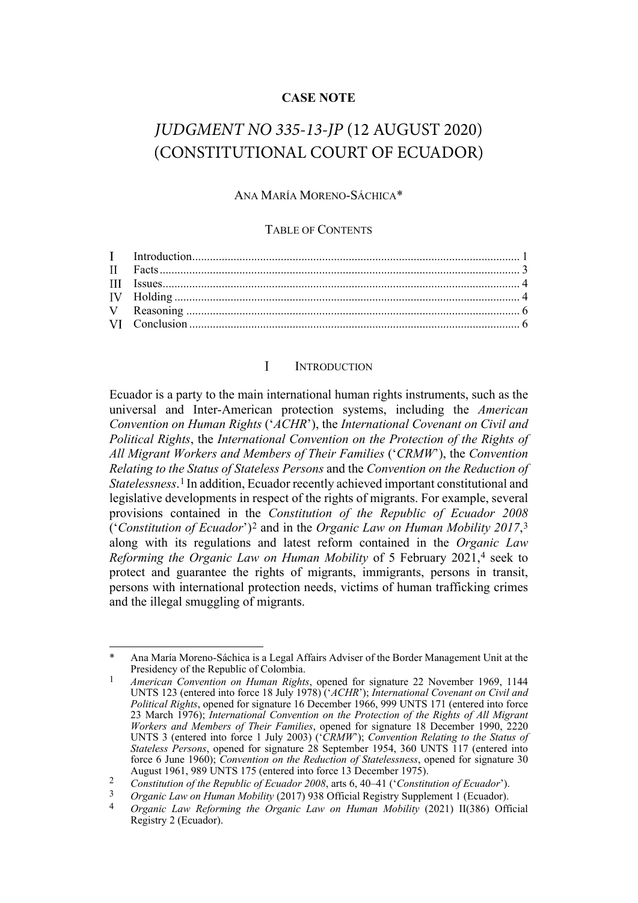**CASE NOTE**

# *JUDGMENT NO 335-13-JP* (12 AUGUST 2020) (CONSTITUTIONAL COURT OF ECUADOR)

ANA MARÍA MORENO-SÁCHICA*

TABLE OF CONTENTS

I Introduction .......... 1
II Facts .......... 3
III Issues .......... 4
IV Holding .......... 4
V Reasoning .......... 6
VI Conclusion .......... 6

## I INTRODUCTION

Ecuador is a party to the main international human rights instruments, such as the universal and Inter-American protection systems, including the *American Convention on Human Rights* ('*ACHR*'), the *International Covenant on Civil and Political Rights*, the *International Convention on the Protection of the Rights of All Migrant Workers and Members of Their Families* ('*CRMW*'), the *Convention Relating to the Status of Stateless Persons* and the *Convention on the Reduction of Statelessness*.[1] In addition, Ecuador recently achieved important constitutional and legislative developments in respect of the rights of migrants. For example, several provisions contained in the *Constitution of the Republic of Ecuador 2008* ('*Constitution of Ecuador*')[2] and in the *Organic Law on Human Mobility 2017*,[3] along with its regulations and latest reform contained in the *Organic Law Reforming the Organic Law on Human Mobility* of 5 February 2021,[4] seek to protect and guarantee the rights of migrants, immigrants, persons in transit, persons with international protection needs, victims of human trafficking crimes and the illegal smuggling of migrants.

---

\* Ana María Moreno-Sáchica is a Legal Affairs Adviser of the Border Management Unit at the Presidency of the Republic of Colombia.

[1] *American Convention on Human Rights*, opened for signature 22 November 1969, 1144 UNTS 123 (entered into force 18 July 1978) ('*ACHR*'); *International Covenant on Civil and Political Rights*, opened for signature 16 December 1966, 999 UNTS 171 (entered into force 23 March 1976); *International Convention on the Protection of the Rights of All Migrant Workers and Members of Their Families*, opened for signature 18 December 1990, 2220 UNTS 3 (entered into force 1 July 2003) ('*CRMW*'); *Convention Relating to the Status of Stateless Persons*, opened for signature 28 September 1954, 360 UNTS 117 (entered into force 6 June 1960); *Convention on the Reduction of Statelessness*, opened for signature 30 August 1961, 989 UNTS 175 (entered into force 13 December 1975).

[2] *Constitution of the Republic of Ecuador 2008*, arts 6, 40–41 ('*Constitution of Ecuador*').

[3] *Organic Law on Human Mobility* (2017) 938 Official Registry Supplement 1 (Ecuador).

[4] *Organic Law Reforming the Organic Law on Human Mobility* (2021) II(386) Official Registry 2 (Ecuador).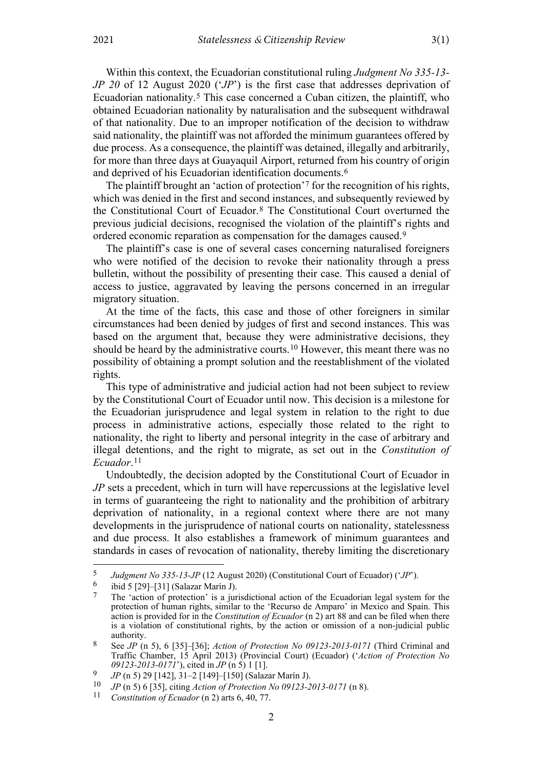Within this context, the Ecuadorian constitutional ruling *Judgment No 335-13-JP 20* of 12 August 2020 ('*JP*') is the first case that addresses deprivation of Ecuadorian nationality.[5] This case concerned a Cuban citizen, the plaintiff, who obtained Ecuadorian nationality by naturalisation and the subsequent withdrawal of that nationality. Due to an improper notification of the decision to withdraw said nationality, the plaintiff was not afforded the minimum guarantees offered by due process. As a consequence, the plaintiff was detained, illegally and arbitrarily, for more than three days at Guayaquil Airport, returned from his country of origin and deprived of his Ecuadorian identification documents.[6]

The plaintiff brought an 'action of protection'[7] for the recognition of his rights, which was denied in the first and second instances, and subsequently reviewed by the Constitutional Court of Ecuador.[8] The Constitutional Court overturned the previous judicial decisions, recognised the violation of the plaintiff's rights and ordered economic reparation as compensation for the damages caused.[9]

The plaintiff's case is one of several cases concerning naturalised foreigners who were notified of the decision to revoke their nationality through a press bulletin, without the possibility of presenting their case. This caused a denial of access to justice, aggravated by leaving the persons concerned in an irregular migratory situation.

At the time of the facts, this case and those of other foreigners in similar circumstances had been denied by judges of first and second instances. This was based on the argument that, because they were administrative decisions, they should be heard by the administrative courts.[10] However, this meant there was no possibility of obtaining a prompt solution and the reestablishment of the violated rights.

This type of administrative and judicial action had not been subject to review by the Constitutional Court of Ecuador until now. This decision is a milestone for the Ecuadorian jurisprudence and legal system in relation to the right to due process in administrative actions, especially those related to the right to nationality, the right to liberty and personal integrity in the case of arbitrary and illegal detentions, and the right to migrate, as set out in the *Constitution of Ecuador*.[11]

Undoubtedly, the decision adopted by the Constitutional Court of Ecuador in *JP* sets a precedent, which in turn will have repercussions at the legislative level in terms of guaranteeing the right to nationality and the prohibition of arbitrary deprivation of nationality, in a regional context where there are not many developments in the jurisprudence of national courts on nationality, statelessness and due process. It also establishes a framework of minimum guarantees and standards in cases of revocation of nationality, thereby limiting the discretionary

---

5 *Judgment No 335-13-JP* (12 August 2020) (Constitutional Court of Ecuador) ('*JP*').

6 ibid 5 [29]–[31] (Salazar Marín J).

7 The 'action of protection' is a jurisdictional action of the Ecuadorian legal system for the protection of human rights, similar to the 'Recurso de Amparo' in Mexico and Spain. This action is provided for in the *Constitution of Ecuador* (n 2) art 88 and can be filed when there is a violation of constitutional rights, by the action or omission of a non-judicial public authority.

8 See *JP* (n 5), 6 [35]–[36]; *Action of Protection No 09123-2013-0171* (Third Criminal and Traffic Chamber, 15 April 2013) (Provincial Court) (Ecuador) ('*Action of Protection No 09123-2013-0171*'), cited in *JP* (n 5) 1 [1].

9 *JP* (n 5) 29 [142], 31–2 [149]–[150] (Salazar Marín J).

10 *JP* (n 5) 6 [35], citing *Action of Protection No 09123-2013-0171* (n 8).

11 *Constitution of Ecuador* (n 2) arts 6, 40, 77.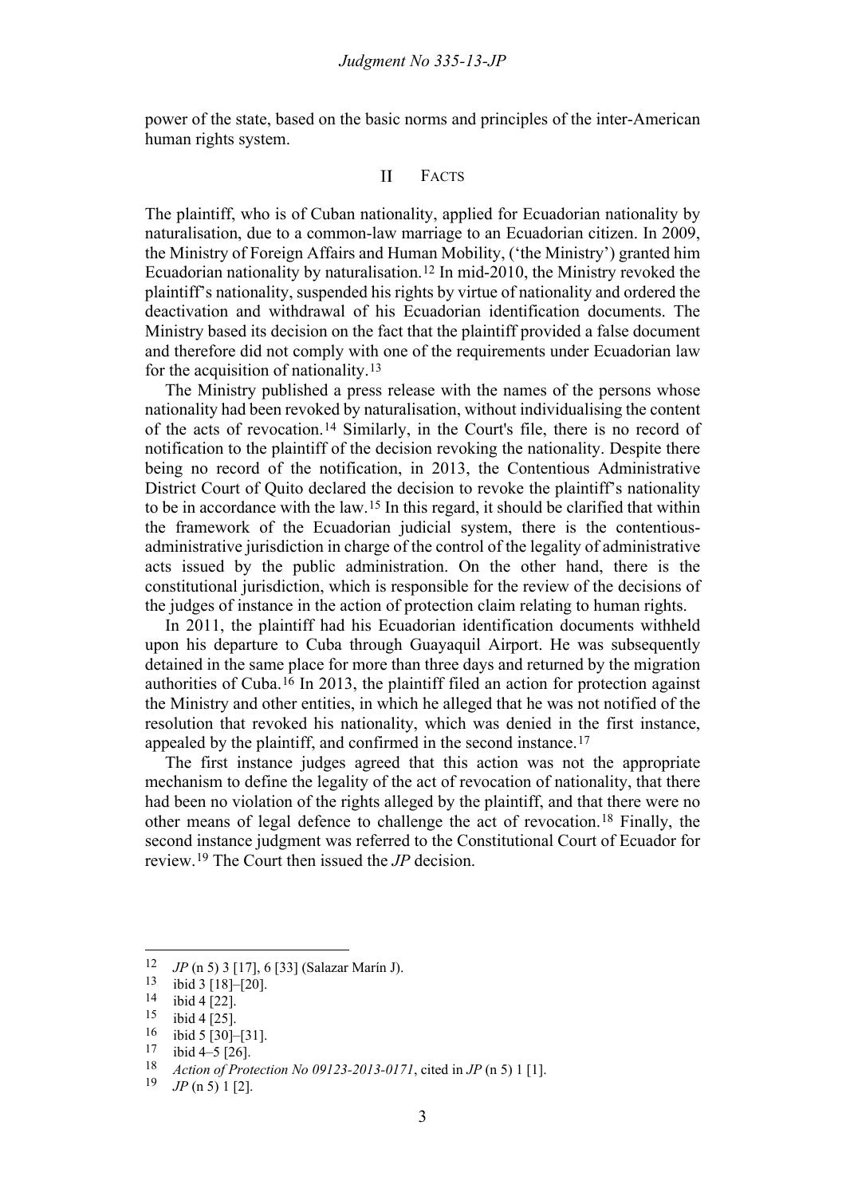power of the state, based on the basic norms and principles of the inter-American human rights system.

## II Facts

The plaintiff, who is of Cuban nationality, applied for Ecuadorian nationality by naturalisation, due to a common-law marriage to an Ecuadorian citizen. In 2009, the Ministry of Foreign Affairs and Human Mobility, ('the Ministry') granted him Ecuadorian nationality by naturalisation.[12] In mid-2010, the Ministry revoked the plaintiff's nationality, suspended his rights by virtue of nationality and ordered the deactivation and withdrawal of his Ecuadorian identification documents. The Ministry based its decision on the fact that the plaintiff provided a false document and therefore did not comply with one of the requirements under Ecuadorian law for the acquisition of nationality.[13]

The Ministry published a press release with the names of the persons whose nationality had been revoked by naturalisation, without individualising the content of the acts of revocation.[14] Similarly, in the Court's file, there is no record of notification to the plaintiff of the decision revoking the nationality. Despite there being no record of the notification, in 2013, the Contentious Administrative District Court of Quito declared the decision to revoke the plaintiff's nationality to be in accordance with the law.[15] In this regard, it should be clarified that within the framework of the Ecuadorian judicial system, there is the contentious-administrative jurisdiction in charge of the control of the legality of administrative acts issued by the public administration. On the other hand, there is the constitutional jurisdiction, which is responsible for the review of the decisions of the judges of instance in the action of protection claim relating to human rights.

In 2011, the plaintiff had his Ecuadorian identification documents withheld upon his departure to Cuba through Guayaquil Airport. He was subsequently detained in the same place for more than three days and returned by the migration authorities of Cuba.[16] In 2013, the plaintiff filed an action for protection against the Ministry and other entities, in which he alleged that he was not notified of the resolution that revoked his nationality, which was denied in the first instance, appealed by the plaintiff, and confirmed in the second instance.[17]

The first instance judges agreed that this action was not the appropriate mechanism to define the legality of the act of revocation of nationality, that there had been no violation of the rights alleged by the plaintiff, and that there were no other means of legal defence to challenge the act of revocation.[18] Finally, the second instance judgment was referred to the Constitutional Court of Ecuador for review.[19] The Court then issued the *JP* decision.

---

[12] *JP* (n 5) 3 [17], 6 [33] (Salazar Marín J).
[13] ibid 3 [18]–[20].
[14] ibid 4 [22].
[15] ibid 4 [25].
[16] ibid 5 [30]–[31].
[17] ibid 4–5 [26].
[18] *Action of Protection No 09123-2013-0171*, cited in *JP* (n 5) 1 [1].
[19] *JP* (n 5) 1 [2].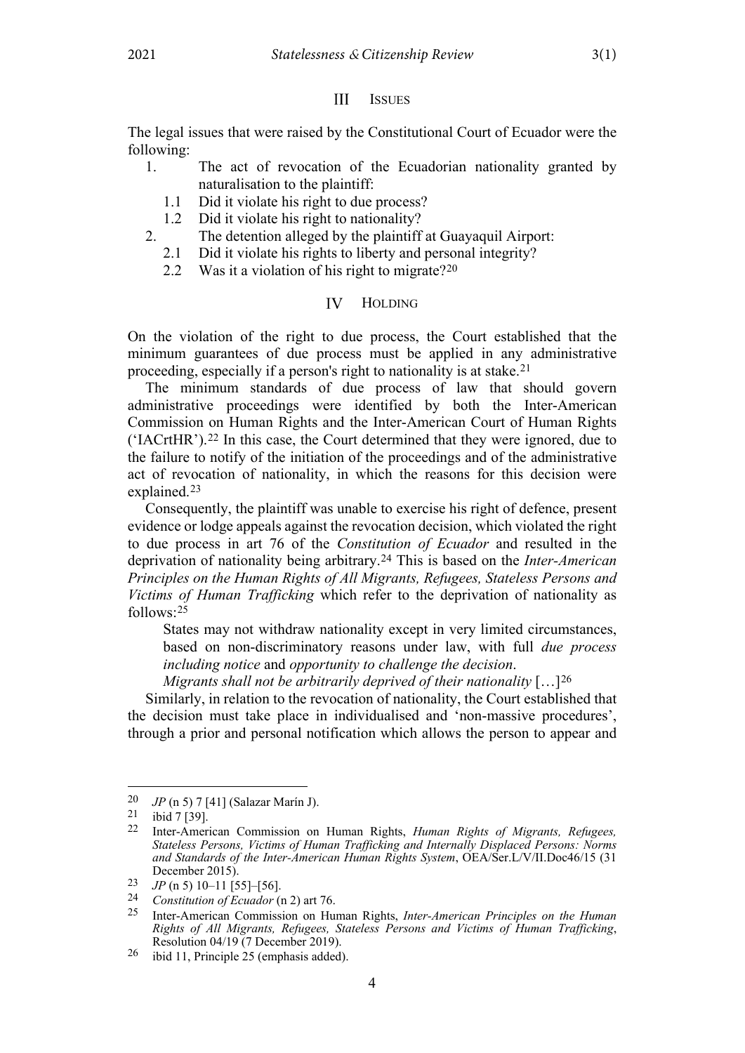## III Issues

The legal issues that were raised by the Constitutional Court of Ecuador were the following:

1. The act of revocation of the Ecuadorian nationality granted by naturalisation to the plaintiff:
   - 1.1 Did it violate his right to due process?
   - 1.2 Did it violate his right to nationality?
2. The detention alleged by the plaintiff at Guayaquil Airport:
   - 2.1 Did it violate his rights to liberty and personal integrity?
   - 2.2 Was it a violation of his right to migrate?[20]

## IV Holding

On the violation of the right to due process, the Court established that the minimum guarantees of due process must be applied in any administrative proceeding, especially if a person's right to nationality is at stake.[21]

The minimum standards of due process of law that should govern administrative proceedings were identified by both the Inter-American Commission on Human Rights and the Inter-American Court of Human Rights ('IACrtHR').[22] In this case, the Court determined that they were ignored, due to the failure to notify of the initiation of the proceedings and of the administrative act of revocation of nationality, in which the reasons for this decision were explained.[23]

Consequently, the plaintiff was unable to exercise his right of defence, present evidence or lodge appeals against the revocation decision, which violated the right to due process in art 76 of the *Constitution of Ecuador* and resulted in the deprivation of nationality being arbitrary.[24] This is based on the *Inter-American Principles on the Human Rights of All Migrants, Refugees, Stateless Persons and Victims of Human Trafficking* which refer to the deprivation of nationality as follows:[25]

> States may not withdraw nationality except in very limited circumstances, based on non-discriminatory reasons under law, with full *due process including notice* and *opportunity to challenge the decision*.
>
> *Migrants shall not be arbitrarily deprived of their nationality* […][26]

Similarly, in relation to the revocation of nationality, the Court established that the decision must take place in individualised and 'non-massive procedures', through a prior and personal notification which allows the person to appear and

---

[20] *JP* (n 5) 7 [41] (Salazar Marín J).

[21] ibid 7 [39].

[22] Inter-American Commission on Human Rights, *Human Rights of Migrants, Refugees, Stateless Persons, Victims of Human Trafficking and Internally Displaced Persons: Norms and Standards of the Inter-American Human Rights System*, OEA/Ser.L/V/II.Doc46/15 (31 December 2015).

[23] *JP* (n 5) 10–11 [55]–[56].

[24] *Constitution of Ecuador* (n 2) art 76.

[25] Inter-American Commission on Human Rights, *Inter-American Principles on the Human Rights of All Migrants, Refugees, Stateless Persons and Victims of Human Trafficking*, Resolution 04/19 (7 December 2019).

[26] ibid 11, Principle 25 (emphasis added).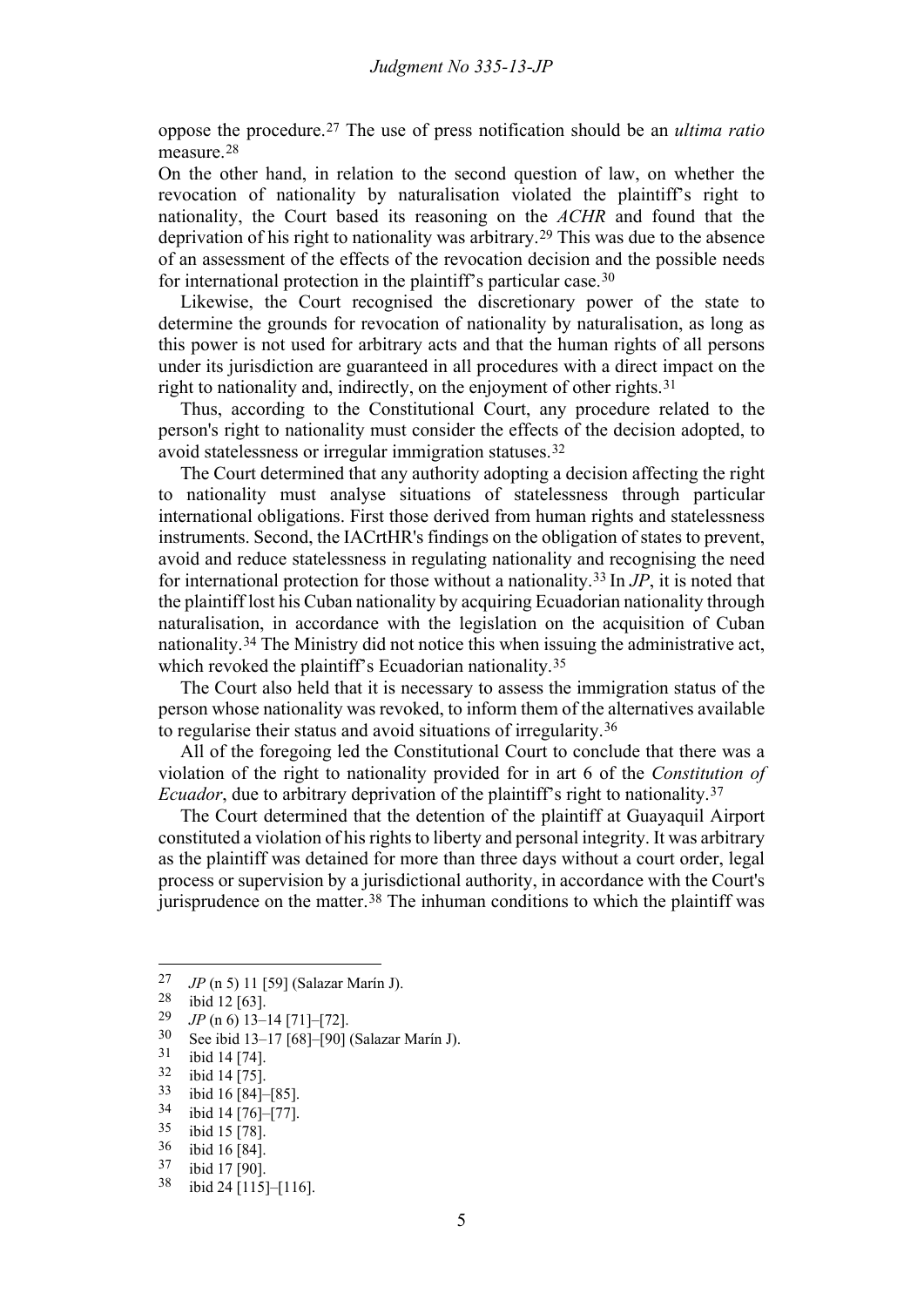oppose the procedure.[27] The use of press notification should be an *ultima ratio* measure.[28]

On the other hand, in relation to the second question of law, on whether the revocation of nationality by naturalisation violated the plaintiff's right to nationality, the Court based its reasoning on the *ACHR* and found that the deprivation of his right to nationality was arbitrary.[29] This was due to the absence of an assessment of the effects of the revocation decision and the possible needs for international protection in the plaintiff's particular case.[30]

Likewise, the Court recognised the discretionary power of the state to determine the grounds for revocation of nationality by naturalisation, as long as this power is not used for arbitrary acts and that the human rights of all persons under its jurisdiction are guaranteed in all procedures with a direct impact on the right to nationality and, indirectly, on the enjoyment of other rights.[31]

Thus, according to the Constitutional Court, any procedure related to the person's right to nationality must consider the effects of the decision adopted, to avoid statelessness or irregular immigration statuses.[32]

The Court determined that any authority adopting a decision affecting the right to nationality must analyse situations of statelessness through particular international obligations. First those derived from human rights and statelessness instruments. Second, the IACrtHR's findings on the obligation of states to prevent, avoid and reduce statelessness in regulating nationality and recognising the need for international protection for those without a nationality.[33] In *JP*, it is noted that the plaintiff lost his Cuban nationality by acquiring Ecuadorian nationality through naturalisation, in accordance with the legislation on the acquisition of Cuban nationality.[34] The Ministry did not notice this when issuing the administrative act, which revoked the plaintiff's Ecuadorian nationality.[35]

The Court also held that it is necessary to assess the immigration status of the person whose nationality was revoked, to inform them of the alternatives available to regularise their status and avoid situations of irregularity.[36]

All of the foregoing led the Constitutional Court to conclude that there was a violation of the right to nationality provided for in art 6 of the *Constitution of Ecuador*, due to arbitrary deprivation of the plaintiff's right to nationality.[37]

The Court determined that the detention of the plaintiff at Guayaquil Airport constituted a violation of his rights to liberty and personal integrity. It was arbitrary as the plaintiff was detained for more than three days without a court order, legal process or supervision by a jurisdictional authority, in accordance with the Court's jurisprudence on the matter.[38] The inhuman conditions to which the plaintiff was

---

[27] *JP* (n 5) 11 [59] (Salazar Marín J).
[28] ibid 12 [63].
[29] *JP* (n 6) 13–14 [71]–[72].
[30] See ibid 13–17 [68]–[90] (Salazar Marín J).
[31] ibid 14 [74].
[32] ibid 14 [75].
[33] ibid 16 [84]–[85].
[34] ibid 14 [76]–[77].
[35] ibid 15 [78].
[36] ibid 16 [84].
[37] ibid 17 [90].
[38] ibid 24 [115]–[116].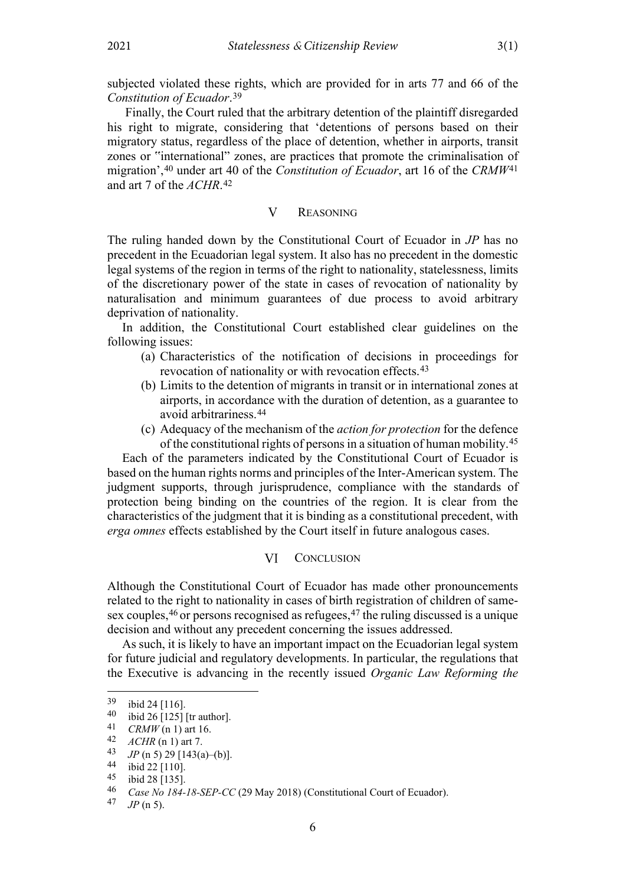subjected violated these rights, which are provided for in arts 77 and 66 of the *Constitution of Ecuador*.[39]

Finally, the Court ruled that the arbitrary detention of the plaintiff disregarded his right to migrate, considering that 'detentions of persons based on their migratory status, regardless of the place of detention, whether in airports, transit zones or "international" zones, are practices that promote the criminalisation of migration',[40] under art 40 of the *Constitution of Ecuador*, art 16 of the *CRMW*[41] and art 7 of the *ACHR*.[42]

## V Reasoning

The ruling handed down by the Constitutional Court of Ecuador in *JP* has no precedent in the Ecuadorian legal system. It also has no precedent in the domestic legal systems of the region in terms of the right to nationality, statelessness, limits of the discretionary power of the state in cases of revocation of nationality by naturalisation and minimum guarantees of due process to avoid arbitrary deprivation of nationality.

In addition, the Constitutional Court established clear guidelines on the following issues:

(a) Characteristics of the notification of decisions in proceedings for revocation of nationality or with revocation effects.[43]

(b) Limits to the detention of migrants in transit or in international zones at airports, in accordance with the duration of detention, as a guarantee to avoid arbitrariness.[44]

(c) Adequacy of the mechanism of the *action for protection* for the defence of the constitutional rights of persons in a situation of human mobility.[45]

Each of the parameters indicated by the Constitutional Court of Ecuador is based on the human rights norms and principles of the Inter-American system. The judgment supports, through jurisprudence, compliance with the standards of protection being binding on the countries of the region. It is clear from the characteristics of the judgment that it is binding as a constitutional precedent, with *erga omnes* effects established by the Court itself in future analogous cases.

## VI Conclusion

Although the Constitutional Court of Ecuador has made other pronouncements related to the right to nationality in cases of birth registration of children of same-sex couples,[46] or persons recognised as refugees,[47] the ruling discussed is a unique decision and without any precedent concerning the issues addressed.

As such, it is likely to have an important impact on the Ecuadorian legal system for future judicial and regulatory developments. In particular, the regulations that the Executive is advancing in the recently issued *Organic Law Reforming the*

---

[39] ibid 24 [116].

[40] ibid 26 [125] [tr author].

[41] *CRMW* (n 1) art 16.

[42] *ACHR* (n 1) art 7.

[43] *JP* (n 5) 29 [143(a)–(b)].

[44] ibid 22 [110].

[45] ibid 28 [135].

[46] *Case No 184-18-SEP-CC* (29 May 2018) (Constitutional Court of Ecuador).

[47] *JP* (n 5).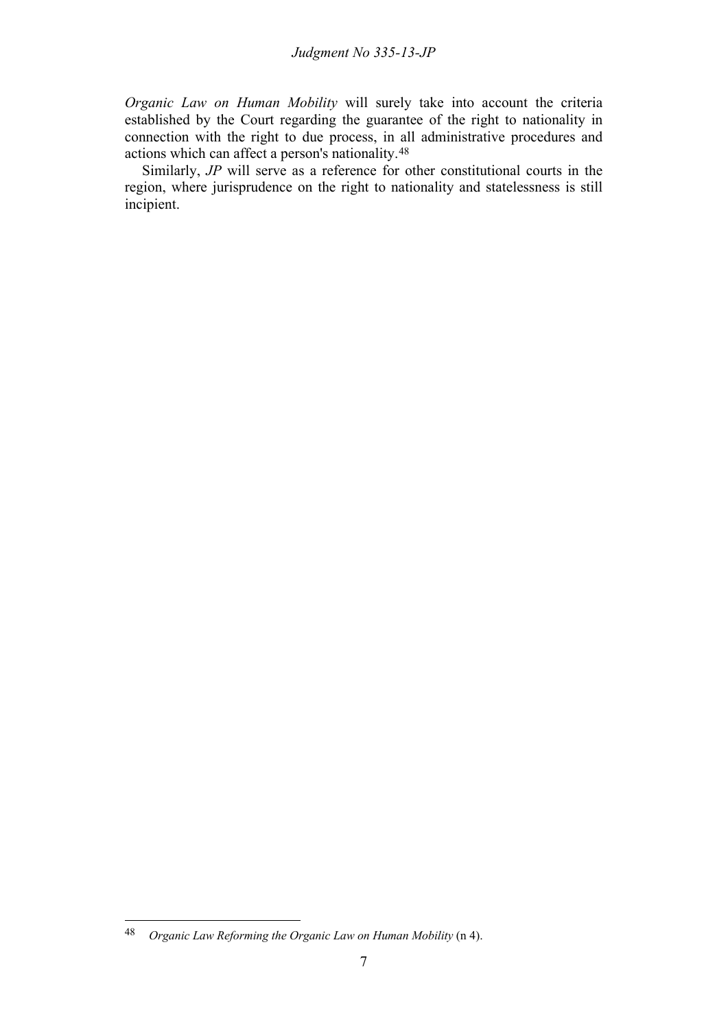*Organic Law on Human Mobility* will surely take into account the criteria established by the Court regarding the guarantee of the right to nationality in connection with the right to due process, in all administrative procedures and actions which can affect a person's nationality.[48]

Similarly, *JP* will serve as a reference for other constitutional courts in the region, where jurisprudence on the right to nationality and statelessness is still incipient.

---

[48] *Organic Law Reforming the Organic Law on Human Mobility* (n 4).